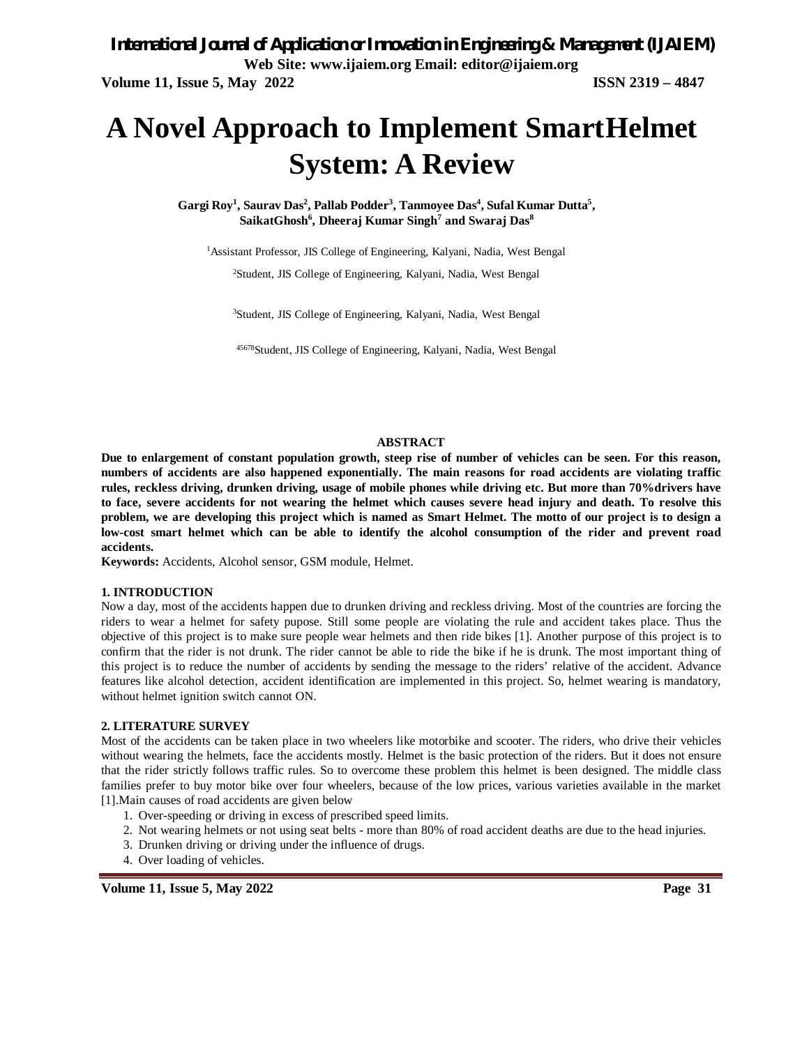# A Novel Approach to Implement SmartHelmet System: A Review

**Gargi Roy[1], Saurav Das[2], Pallab Podder[3], Tanmoyee Das[4], Sufal Kumar Dutta[5], SaikatGhosh[6], Dheeraj Kumar Singh[7] and Swaraj Das[8]**

[1]Assistant Professor, JIS College of Engineering, Kalyani, Nadia, West Bengal

[2]Student, JIS College of Engineering, Kalyani, Nadia, West Bengal

[3]Student, JIS College of Engineering, Kalyani, Nadia, West Bengal

[45678]Student, JIS College of Engineering, Kalyani, Nadia, West Bengal

**ABSTRACT**

**Due to enlargement of constant population growth, steep rise of number of vehicles can be seen. For this reason, numbers of accidents are also happened exponentially. The main reasons for road accidents are violating traffic rules, reckless driving, drunken driving, usage of mobile phones while driving etc. But more than 70%drivers have to face, severe accidents for not wearing the helmet which causes severe head injury and death. To resolve this problem, we are developing this project which is named as Smart Helmet. The motto of our project is to design a low-cost smart helmet which can be able to identify the alcohol consumption of the rider and prevent road accidents.**

**Keywords:** Accidents, Alcohol sensor, GSM module, Helmet.

## 1. INTRODUCTION

Now a day, most of the accidents happen due to drunken driving and reckless driving. Most of the countries are forcing the riders to wear a helmet for safety pupose. Still some people are violating the rule and accident takes place. Thus the objective of this project is to make sure people wear helmets and then ride bikes [1]. Another purpose of this project is to confirm that the rider is not drunk. The rider cannot be able to ride the bike if he is drunk. The most important thing of this project is to reduce the number of accidents by sending the message to the riders' relative of the accident. Advance features like alcohol detection, accident identification are implemented in this project. So, helmet wearing is mandatory, without helmet ignition switch cannot ON.

## 2. LITERATURE SURVEY

Most of the accidents can be taken place in two wheelers like motorbike and scooter. The riders, who drive their vehicles without wearing the helmets, face the accidents mostly. Helmet is the basic protection of the riders. But it does not ensure that the rider strictly follows traffic rules. So to overcome these problem this helmet is been designed. The middle class families prefer to buy motor bike over four wheelers, because of the low prices, various varieties available in the market [1].Main causes of road accidents are given below

1. Over-speeding or driving in excess of prescribed speed limits.
2. Not wearing helmets or not using seat belts - more than 80% of road accident deaths are due to the head injuries.
3. Drunken driving or driving under the influence of drugs.
4. Over loading of vehicles.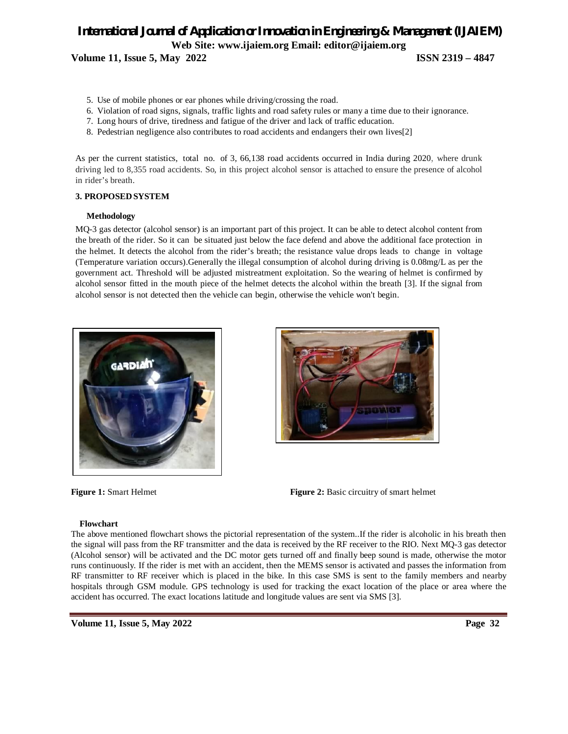5. Use of mobile phones or ear phones while driving/crossing the road.
6. Violation of road signs, signals, traffic lights and road safety rules or many a time due to their ignorance.
7. Long hours of drive, tiredness and fatigue of the driver and lack of traffic education.
8. Pedestrian negligence also contributes to road accidents and endangers their own lives[2]

As per the current statistics, total no. of 3, 66,138 road accidents occurred in India during 2020, where drunk driving led to 8,355 road accidents. So, in this project alcohol sensor is attached to ensure the presence of alcohol in rider's breath.

## 3. PROPOSED SYSTEM

### Methodology

MQ-3 gas detector (alcohol sensor) is an important part of this project. It can be able to detect alcohol content from the breath of the rider. So it can be situated just below the face defend and above the additional face protection in the helmet. It detects the alcohol from the rider's breath; the resistance value drops leads to change in voltage (Temperature variation occurs).Generally the illegal consumption of alcohol during driving is 0.08mg/L as per the government act. Threshold will be adjusted mistreatment exploitation. So the wearing of helmet is confirmed by alcohol sensor fitted in the mouth piece of the helmet detects the alcohol within the breath [3]. If the signal from alcohol sensor is not detected then the vehicle can begin, otherwise the vehicle won't begin.

**Figure 1:** Smart Helmet

**Figure 2:** Basic circuitry of smart helmet

### Flowchart

The above mentioned flowchart shows the pictorial representation of the system..If the rider is alcoholic in his breath then the signal will pass from the RF transmitter and the data is received by the RF receiver to the RIO. Next MQ-3 gas detector (Alcohol sensor) will be activated and the DC motor gets turned off and finally beep sound is made, otherwise the motor runs continuously. If the rider is met with an accident, then the MEMS sensor is activated and passes the information from RF transmitter to RF receiver which is placed in the bike. In this case SMS is sent to the family members and nearby hospitals through GSM module. GPS technology is used for tracking the exact location of the place or area where the accident has occurred. The exact locations latitude and longitude values are sent via SMS [3].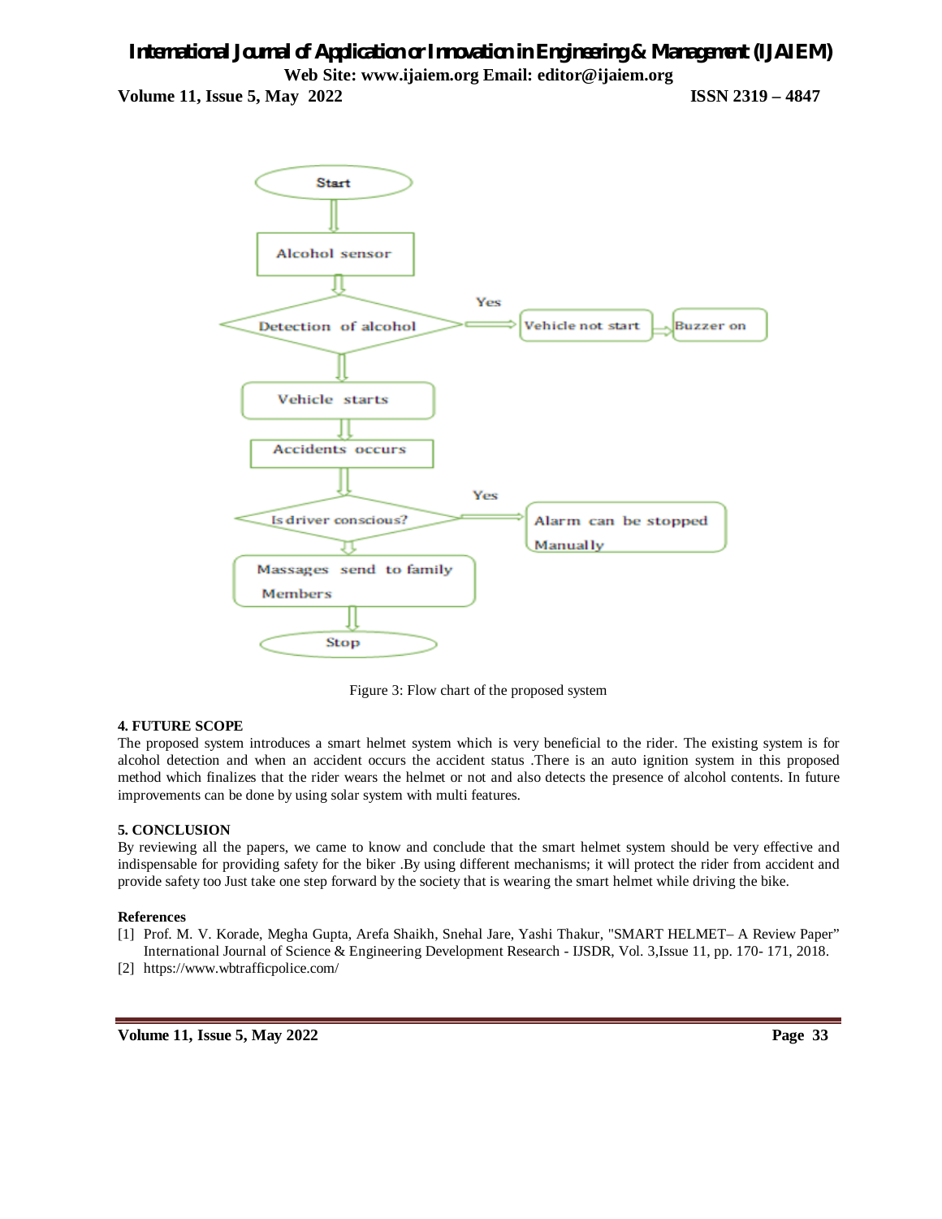Figure 3: Flow chart of the proposed system

#### 4. FUTURE SCOPE

The proposed system introduces a smart helmet system which is very beneficial to the rider. The existing system is for alcohol detection and when an accident occurs the accident status .There is an auto ignition system in this proposed method which finalizes that the rider wears the helmet or not and also detects the presence of alcohol contents. In future improvements can be done by using solar system with multi features.

#### 5. CONCLUSION

By reviewing all the papers, we came to know and conclude that the smart helmet system should be very effective and indispensable for providing safety for the biker .By using different mechanisms; it will protect the rider from accident and provide safety too Just take one step forward by the society that is wearing the smart helmet while driving the bike.

#### References

[1] Prof. M. V. Korade, Megha Gupta, Arefa Shaikh, Snehal Jare, Yashi Thakur, "SMART HELMET– A Review Paper" International Journal of Science & Engineering Development Research - IJSDR, Vol. 3,Issue 11, pp. 170- 171, 2018.

[2] https://www.wbtrafficpolice.com/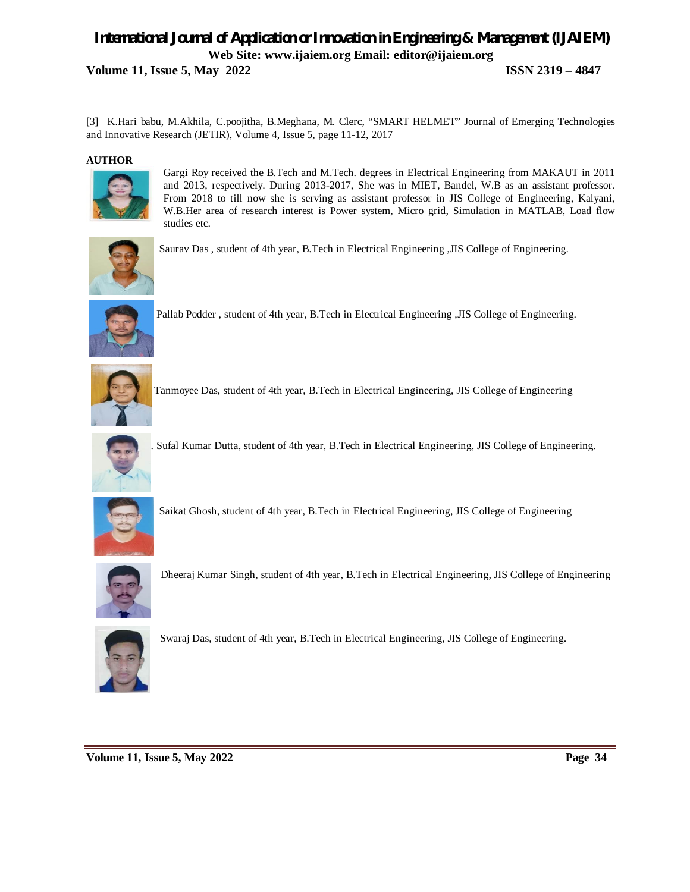[3] K.Hari babu, M.Akhila, C.poojitha, B.Meghana, M. Clerc, “SMART HELMET” Journal of Emerging Technologies and Innovative Research (JETIR), Volume 4, Issue 5, page 11-12, 2017

**AUTHOR**

Gargi Roy received the B.Tech and M.Tech. degrees in Electrical Engineering from MAKAUT in 2011 and 2013, respectively. During 2013-2017, She was in MIET, Bandel, W.B as an assistant professor. From 2018 to till now she is serving as assistant professor in JIS College of Engineering, Kalyani, W.B.Her area of research interest is Power system, Micro grid, Simulation in MATLAB, Load flow studies etc.

Saurav Das , student of 4th year, B.Tech in Electrical Engineering ,JIS College of Engineering.

Pallab Podder , student of 4th year, B.Tech in Electrical Engineering ,JIS College of Engineering.

Tanmoyee Das, student of 4th year, B.Tech in Electrical Engineering, JIS College of Engineering

. Sufal Kumar Dutta, student of 4th year, B.Tech in Electrical Engineering, JIS College of Engineering.

Saikat Ghosh, student of 4th year, B.Tech in Electrical Engineering, JIS College of Engineering

Dheeraj Kumar Singh, student of 4th year, B.Tech in Electrical Engineering, JIS College of Engineering

Swaraj Das, student of 4th year, B.Tech in Electrical Engineering, JIS College of Engineering.